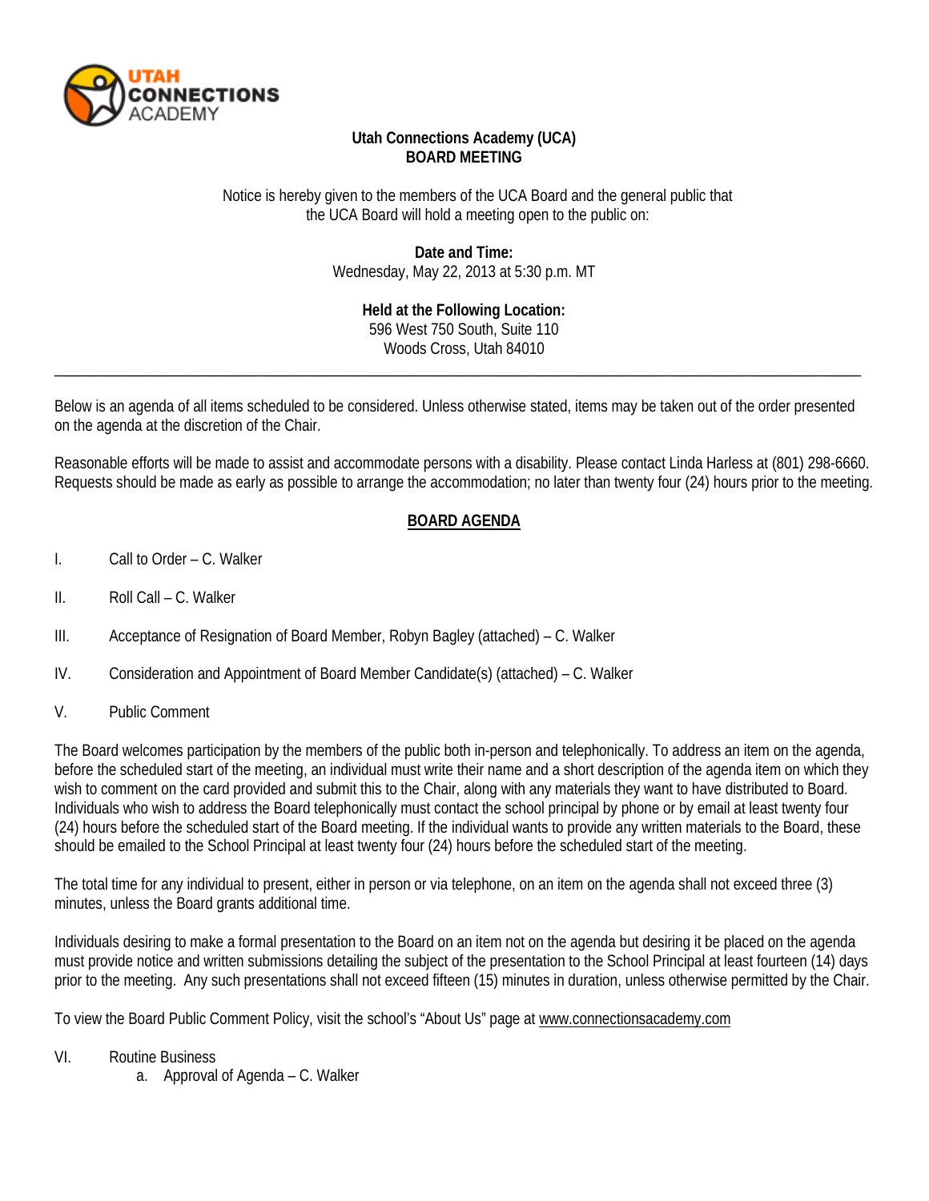**Utah Connections Academy (UCA)**
**BOARD MEETING**

Notice is hereby given to the members of the UCA Board and the general public that the UCA Board will hold a meeting open to the public on:

**Date and Time:**
Wednesday, May 22, 2013 at 5:30 p.m. MT

**Held at the Following Location:**
596 West 750 South, Suite 110
Woods Cross, Utah 84010

---

Below is an agenda of all items scheduled to be considered. Unless otherwise stated, items may be taken out of the order presented on the agenda at the discretion of the Chair.

Reasonable efforts will be made to assist and accommodate persons with a disability. Please contact Linda Harless at (801) 298-6660. Requests should be made as early as possible to arrange the accommodation; no later than twenty four (24) hours prior to the meeting.

## BOARD AGENDA

I. Call to Order – C. Walker

II. Roll Call – C. Walker

III. Acceptance of Resignation of Board Member, Robyn Bagley (attached) – C. Walker

IV. Consideration and Appointment of Board Member Candidate(s) (attached) – C. Walker

V. Public Comment

The Board welcomes participation by the members of the public both in-person and telephonically. To address an item on the agenda, before the scheduled start of the meeting, an individual must write their name and a short description of the agenda item on which they wish to comment on the card provided and submit this to the Chair, along with any materials they want to have distributed to Board. Individuals who wish to address the Board telephonically must contact the school principal by phone or by email at least twenty four (24) hours before the scheduled start of the Board meeting. If the individual wants to provide any written materials to the Board, these should be emailed to the School Principal at least twenty four (24) hours before the scheduled start of the meeting.

The total time for any individual to present, either in person or via telephone, on an item on the agenda shall not exceed three (3) minutes, unless the Board grants additional time.

Individuals desiring to make a formal presentation to the Board on an item not on the agenda but desiring it be placed on the agenda must provide notice and written submissions detailing the subject of the presentation to the School Principal at least fourteen (14) days prior to the meeting. Any such presentations shall not exceed fifteen (15) minutes in duration, unless otherwise permitted by the Chair.

To view the Board Public Comment Policy, visit the school's "About Us" page at www.connectionsacademy.com

VI. Routine Business
   a. Approval of Agenda – C. Walker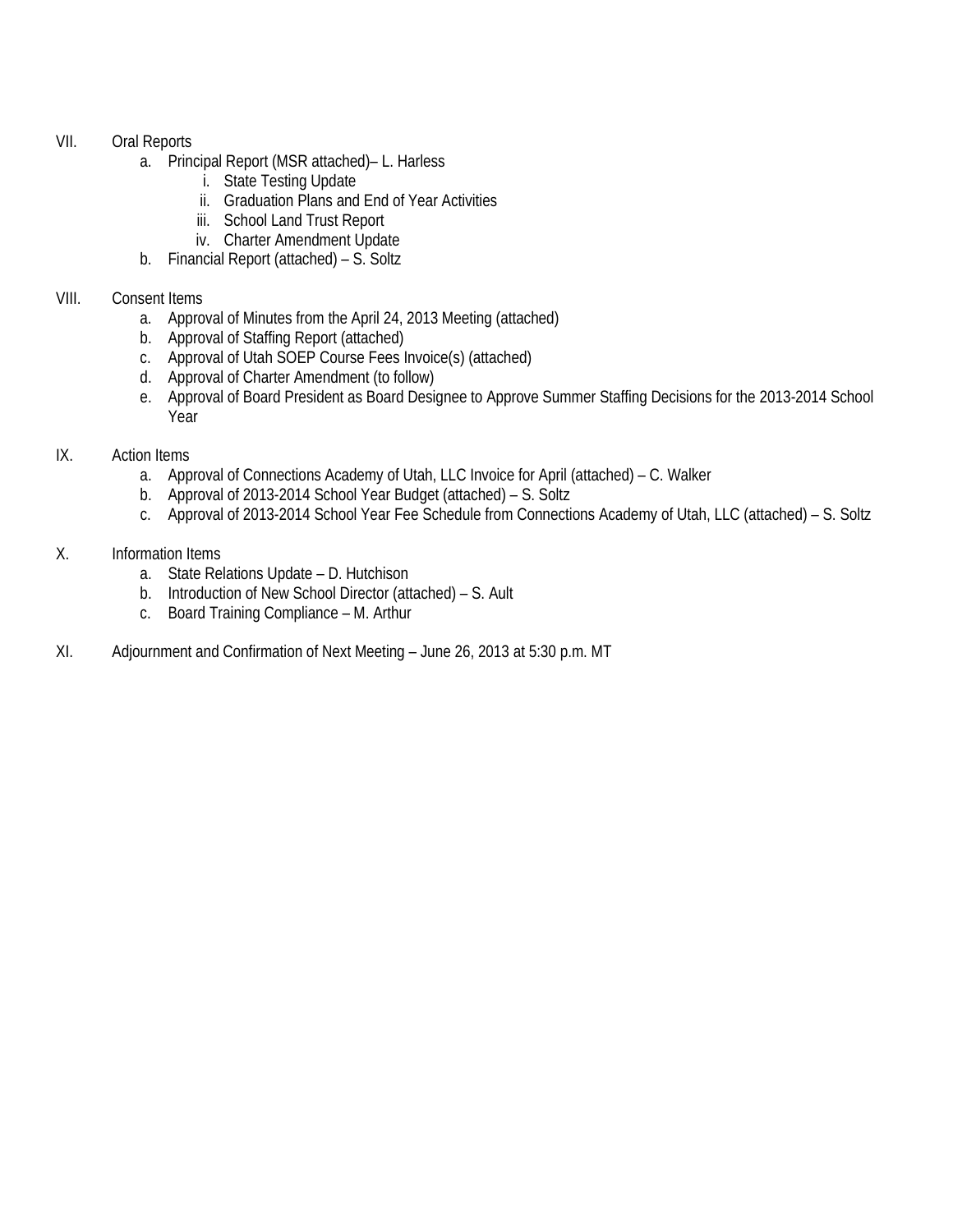VII. Oral Reports
   a. Principal Report (MSR attached)– L. Harless
      i. State Testing Update
      ii. Graduation Plans and End of Year Activities
      iii. School Land Trust Report
      iv. Charter Amendment Update
   b. Financial Report (attached) – S. Soltz

VIII. Consent Items
   a. Approval of Minutes from the April 24, 2013 Meeting (attached)
   b. Approval of Staffing Report (attached)
   c. Approval of Utah SOEP Course Fees Invoice(s) (attached)
   d. Approval of Charter Amendment (to follow)
   e. Approval of Board President as Board Designee to Approve Summer Staffing Decisions for the 2013-2014 School Year

IX. Action Items
   a. Approval of Connections Academy of Utah, LLC Invoice for April (attached) – C. Walker
   b. Approval of 2013-2014 School Year Budget (attached) – S. Soltz
   c. Approval of 2013-2014 School Year Fee Schedule from Connections Academy of Utah, LLC (attached) – S. Soltz

X. Information Items
   a. State Relations Update – D. Hutchison
   b. Introduction of New School Director (attached) – S. Ault
   c. Board Training Compliance – M. Arthur

XI. Adjournment and Confirmation of Next Meeting – June 26, 2013 at 5:30 p.m. MT